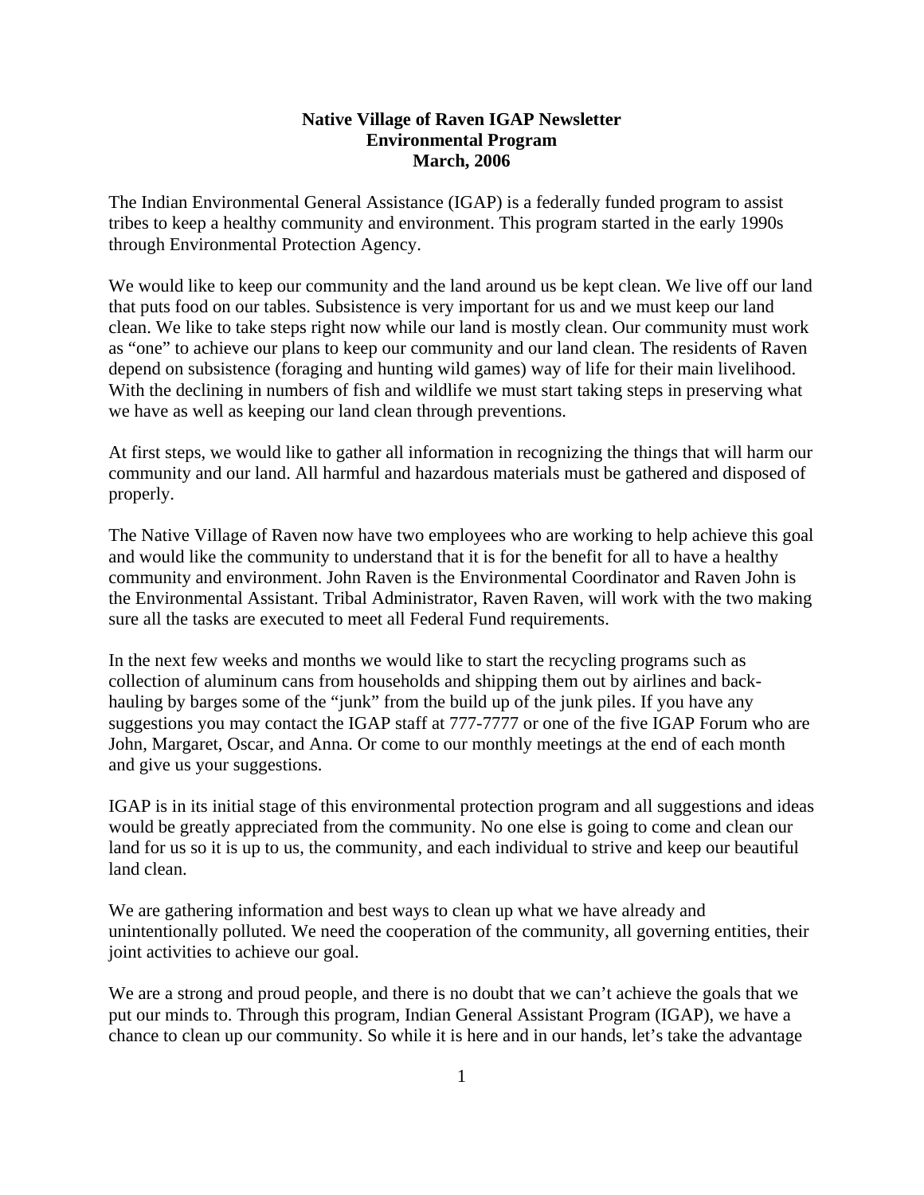# Native Village of Raven IGAP Newsletter
## Environmental Program
## March, 2006

The Indian Environmental General Assistance (IGAP) is a federally funded program to assist tribes to keep a healthy community and environment. This program started in the early 1990s through Environmental Protection Agency.

We would like to keep our community and the land around us be kept clean. We live off our land that puts food on our tables. Subsistence is very important for us and we must keep our land clean. We like to take steps right now while our land is mostly clean. Our community must work as "one" to achieve our plans to keep our community and our land clean. The residents of Raven depend on subsistence (foraging and hunting wild games) way of life for their main livelihood. With the declining in numbers of fish and wildlife we must start taking steps in preserving what we have as well as keeping our land clean through preventions.

At first steps, we would like to gather all information in recognizing the things that will harm our community and our land. All harmful and hazardous materials must be gathered and disposed of properly.

The Native Village of Raven now have two employees who are working to help achieve this goal and would like the community to understand that it is for the benefit for all to have a healthy community and environment. John Raven is the Environmental Coordinator and Raven John is the Environmental Assistant. Tribal Administrator, Raven Raven, will work with the two making sure all the tasks are executed to meet all Federal Fund requirements.

In the next few weeks and months we would like to start the recycling programs such as collection of aluminum cans from households and shipping them out by airlines and back-hauling by barges some of the "junk" from the build up of the junk piles. If you have any suggestions you may contact the IGAP staff at 777-7777 or one of the five IGAP Forum who are John, Margaret, Oscar, and Anna. Or come to our monthly meetings at the end of each month and give us your suggestions.

IGAP is in its initial stage of this environmental protection program and all suggestions and ideas would be greatly appreciated from the community. No one else is going to come and clean our land for us so it is up to us, the community, and each individual to strive and keep our beautiful land clean.

We are gathering information and best ways to clean up what we have already and unintentionally polluted. We need the cooperation of the community, all governing entities, their joint activities to achieve our goal.

We are a strong and proud people, and there is no doubt that we can't achieve the goals that we put our minds to. Through this program, Indian General Assistant Program (IGAP), we have a chance to clean up our community. So while it is here and in our hands, let's take the advantage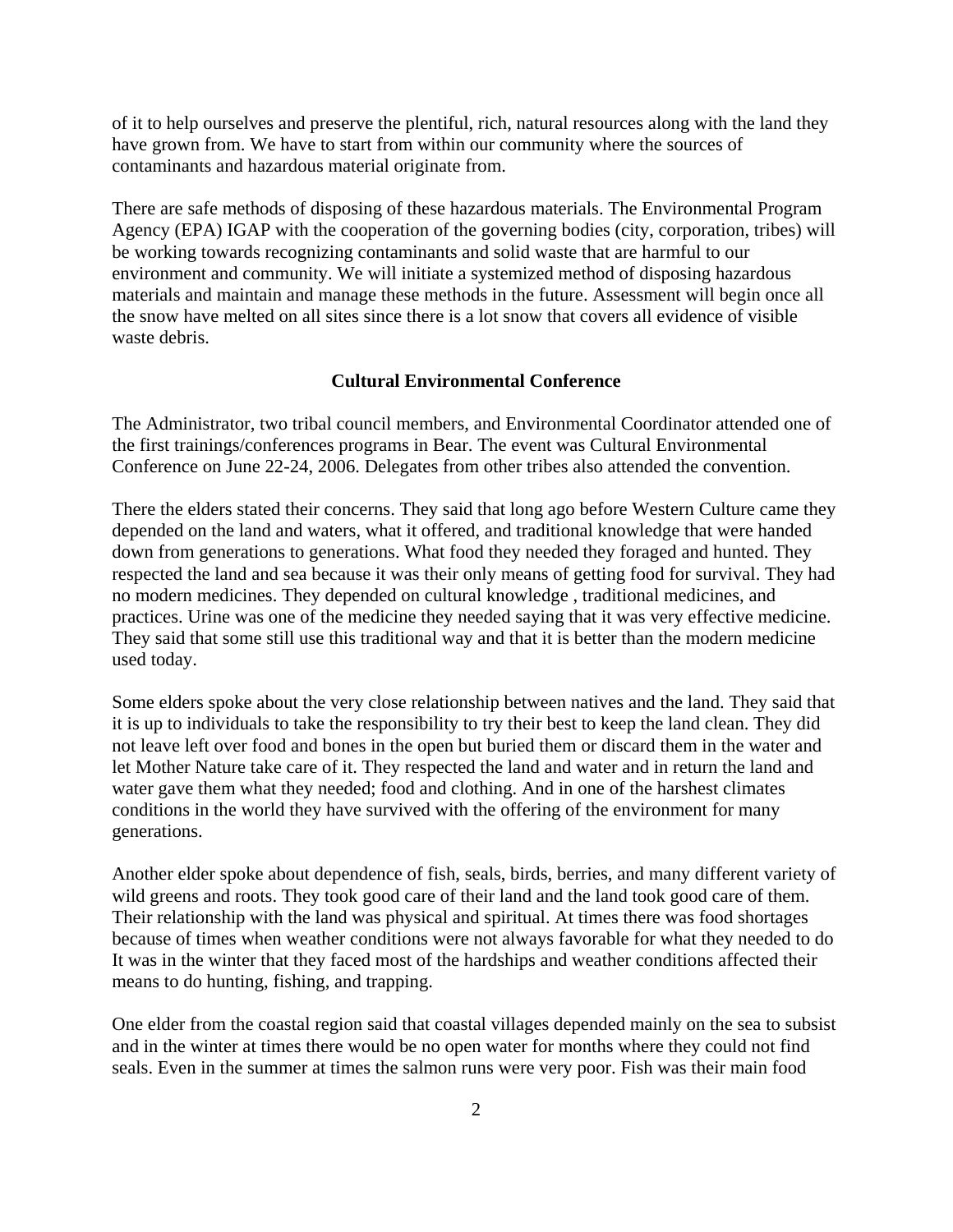of it to help ourselves and preserve the plentiful, rich, natural resources along with the land they have grown from. We have to start from within our community where the sources of contaminants and hazardous material originate from.

There are safe methods of disposing of these hazardous materials. The Environmental Program Agency (EPA) IGAP with the cooperation of the governing bodies (city, corporation, tribes) will be working towards recognizing contaminants and solid waste that are harmful to our environment and community. We will initiate a systemized method of disposing hazardous materials and maintain and manage these methods in the future. Assessment will begin once all the snow have melted on all sites since there is a lot snow that covers all evidence of visible waste debris.

## Cultural Environmental Conference

The Administrator, two tribal council members, and Environmental Coordinator attended one of the first trainings/conferences programs in Bear. The event was Cultural Environmental Conference on June 22-24, 2006. Delegates from other tribes also attended the convention.

There the elders stated their concerns. They said that long ago before Western Culture came they depended on the land and waters, what it offered, and traditional knowledge that were handed down from generations to generations. What food they needed they foraged and hunted. They respected the land and sea because it was their only means of getting food for survival. They had no modern medicines. They depended on cultural knowledge , traditional medicines, and practices. Urine was one of the medicine they needed saying that it was very effective medicine. They said that some still use this traditional way and that it is better than the modern medicine used today.

Some elders spoke about the very close relationship between natives and the land. They said that it is up to individuals to take the responsibility to try their best to keep the land clean. They did not leave left over food and bones in the open but buried them or discard them in the water and let Mother Nature take care of it. They respected the land and water and in return the land and water gave them what they needed; food and clothing. And in one of the harshest climates conditions in the world they have survived with the offering of the environment for many generations.

Another elder spoke about dependence of fish, seals, birds, berries, and many different variety of wild greens and roots. They took good care of their land and the land took good care of them. Their relationship with the land was physical and spiritual. At times there was food shortages because of times when weather conditions were not always favorable for what they needed to do It was in the winter that they faced most of the hardships and weather conditions affected their means to do hunting, fishing, and trapping.

One elder from the coastal region said that coastal villages depended mainly on the sea to subsist and in the winter at times there would be no open water for months where they could not find seals. Even in the summer at times the salmon runs were very poor. Fish was their main food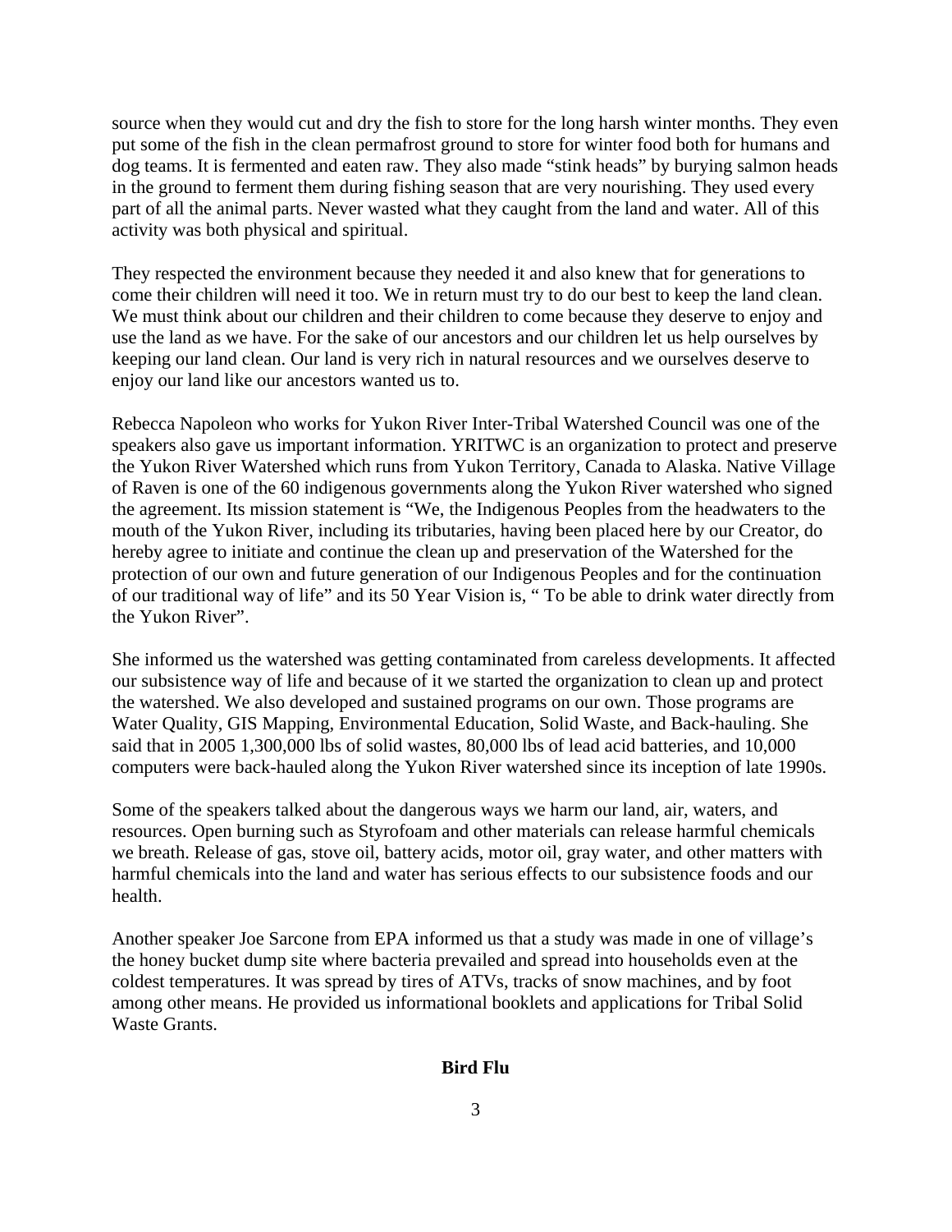source when they would cut and dry the fish to store for the long harsh winter months. They even put some of the fish in the clean permafrost ground to store for winter food both for humans and dog teams. It is fermented and eaten raw. They also made "stink heads" by burying salmon heads in the ground to ferment them during fishing season that are very nourishing. They used every part of all the animal parts. Never wasted what they caught from the land and water. All of this activity was both physical and spiritual.

They respected the environment because they needed it and also knew that for generations to come their children will need it too. We in return must try to do our best to keep the land clean. We must think about our children and their children to come because they deserve to enjoy and use the land as we have. For the sake of our ancestors and our children let us help ourselves by keeping our land clean. Our land is very rich in natural resources and we ourselves deserve to enjoy our land like our ancestors wanted us to.

Rebecca Napoleon who works for Yukon River Inter-Tribal Watershed Council was one of the speakers also gave us important information. YRITWC is an organization to protect and preserve the Yukon River Watershed which runs from Yukon Territory, Canada to Alaska. Native Village of Raven is one of the 60 indigenous governments along the Yukon River watershed who signed the agreement. Its mission statement is "We, the Indigenous Peoples from the headwaters to the mouth of the Yukon River, including its tributaries, having been placed here by our Creator, do hereby agree to initiate and continue the clean up and preservation of the Watershed for the protection of our own and future generation of our Indigenous Peoples and for the continuation of our traditional way of life" and its 50 Year Vision is, " To be able to drink water directly from the Yukon River".

She informed us the watershed was getting contaminated from careless developments. It affected our subsistence way of life and because of it we started the organization to clean up and protect the watershed. We also developed and sustained programs on our own. Those programs are Water Quality, GIS Mapping, Environmental Education, Solid Waste, and Back-hauling. She said that in 2005 1,300,000 lbs of solid wastes, 80,000 lbs of lead acid batteries, and 10,000 computers were back-hauled along the Yukon River watershed since its inception of late 1990s.

Some of the speakers talked about the dangerous ways we harm our land, air, waters, and resources. Open burning such as Styrofoam and other materials can release harmful chemicals we breath. Release of gas, stove oil, battery acids, motor oil, gray water, and other matters with harmful chemicals into the land and water has serious effects to our subsistence foods and our health.

Another speaker Joe Sarcone from EPA informed us that a study was made in one of village's the honey bucket dump site where bacteria prevailed and spread into households even at the coldest temperatures. It was spread by tires of ATVs, tracks of snow machines, and by foot among other means. He provided us informational booklets and applications for Tribal Solid Waste Grants.

**Bird Flu**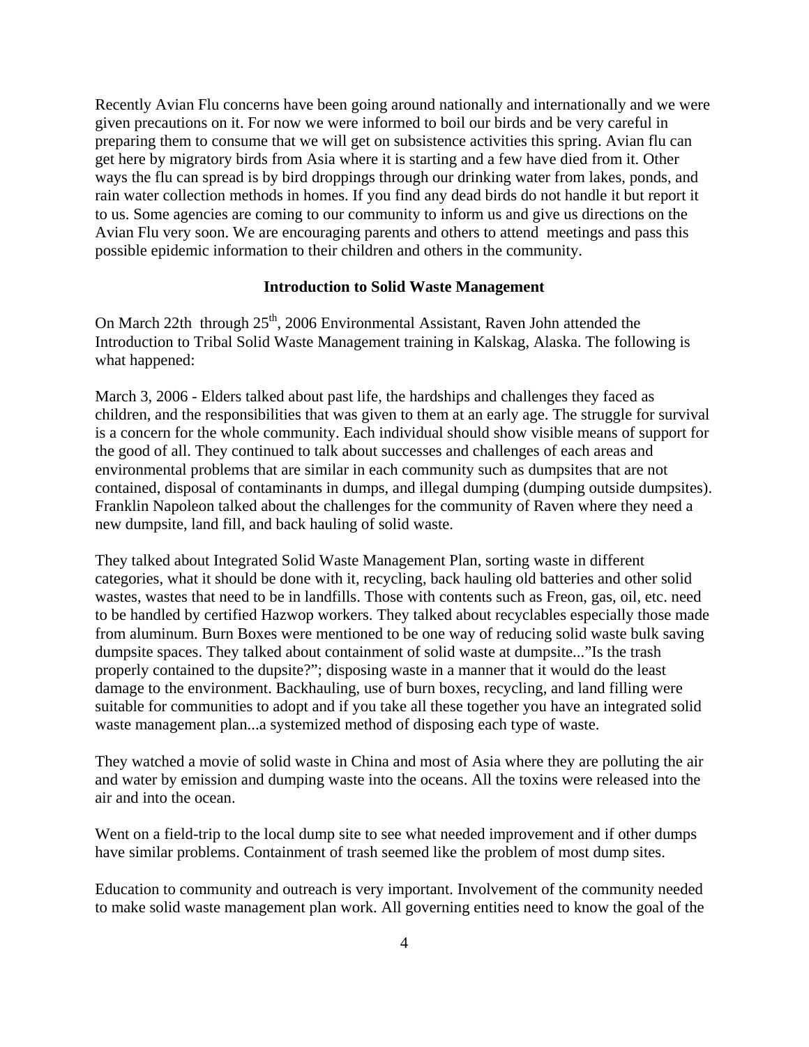Recently Avian Flu concerns have been going around nationally and internationally and we were given precautions on it. For now we were informed to boil our birds and be very careful in preparing them to consume that we will get on subsistence activities this spring. Avian flu can get here by migratory birds from Asia where it is starting and a few have died from it. Other ways the flu can spread is by bird droppings through our drinking water from lakes, ponds, and rain water collection methods in homes. If you find any dead birds do not handle it but report it to us. Some agencies are coming to our community to inform us and give us directions on the Avian Flu very soon. We are encouraging parents and others to attend meetings and pass this possible epidemic information to their children and others in the community.

**Introduction to Solid Waste Management**

On March 22th through 25th, 2006 Environmental Assistant, Raven John attended the Introduction to Tribal Solid Waste Management training in Kalskag, Alaska. The following is what happened:

March 3, 2006 - Elders talked about past life, the hardships and challenges they faced as children, and the responsibilities that was given to them at an early age. The struggle for survival is a concern for the whole community. Each individual should show visible means of support for the good of all. They continued to talk about successes and challenges of each areas and environmental problems that are similar in each community such as dumpsites that are not contained, disposal of contaminants in dumps, and illegal dumping (dumping outside dumpsites). Franklin Napoleon talked about the challenges for the community of Raven where they need a new dumpsite, land fill, and back hauling of solid waste.

They talked about Integrated Solid Waste Management Plan, sorting waste in different categories, what it should be done with it, recycling, back hauling old batteries and other solid wastes, wastes that need to be in landfills. Those with contents such as Freon, gas, oil, etc. need to be handled by certified Hazwop workers. They talked about recyclables especially those made from aluminum. Burn Boxes were mentioned to be one way of reducing solid waste bulk saving dumpsite spaces. They talked about containment of solid waste at dumpsite..."Is the trash properly contained to the dupsite?"; disposing waste in a manner that it would do the least damage to the environment. Backhauling, use of burn boxes, recycling, and land filling were suitable for communities to adopt and if you take all these together you have an integrated solid waste management plan...a systemized method of disposing each type of waste.

They watched a movie of solid waste in China and most of Asia where they are polluting the air and water by emission and dumping waste into the oceans. All the toxins were released into the air and into the ocean.

Went on a field-trip to the local dump site to see what needed improvement and if other dumps have similar problems. Containment of trash seemed like the problem of most dump sites.

Education to community and outreach is very important. Involvement of the community needed to make solid waste management plan work. All governing entities need to know the goal of the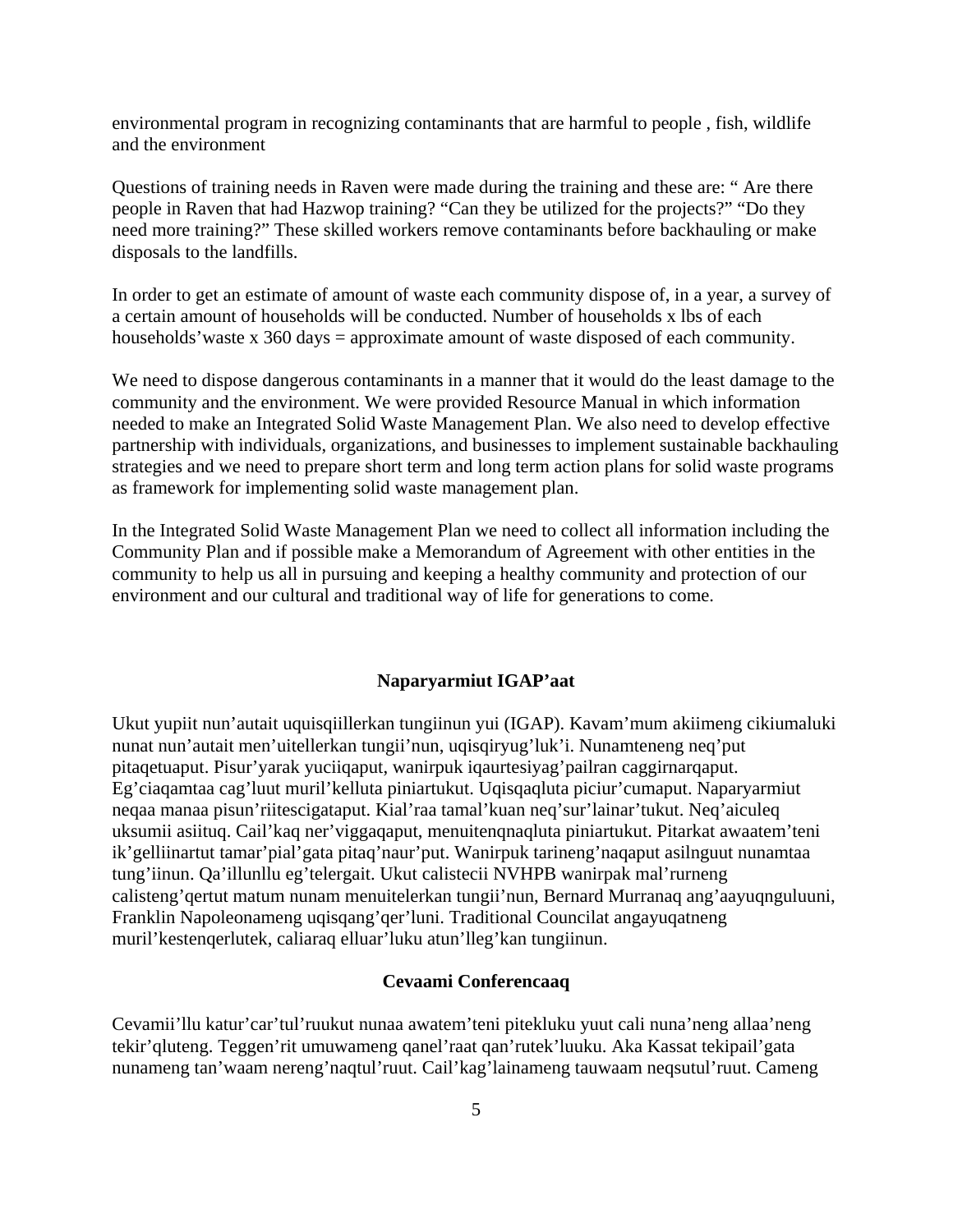environmental program in recognizing contaminants that are harmful to people , fish, wildlife and the environment

Questions of training needs in Raven were made during the training and these are: " Are there people in Raven that had Hazwop training? "Can they be utilized for the projects?" "Do they need more training?" These skilled workers remove contaminants before backhauling or make disposals to the landfills.

In order to get an estimate of amount of waste each community dispose of, in a year, a survey of a certain amount of households will be conducted. Number of households x lbs of each households'waste x 360 days = approximate amount of waste disposed of each community.

We need to dispose dangerous contaminants in a manner that it would do the least damage to the community and the environment. We were provided Resource Manual in which information needed to make an Integrated Solid Waste Management Plan. We also need to develop effective partnership with individuals, organizations, and businesses to implement sustainable backhauling strategies and we need to prepare short term and long term action plans for solid waste programs as framework for implementing solid waste management plan.

In the Integrated Solid Waste Management Plan we need to collect all information including the Community Plan and if possible make a Memorandum of Agreement with other entities in the community to help us all in pursuing and keeping a healthy community and protection of our environment and our cultural and traditional way of life for generations to come.

## Naparyarmiut IGAP'aat

Ukut yupiit nun'autait uquisqiillerkan tungiinun yui (IGAP). Kavam'mum akiimeng cikiumaluki nunat nun'autait men'uitellerkan tungii'nun, uqisqiryug'luk'i. Nunamteneng neq'put pitaqetuaput. Pisur'yarak yuciiqaput, wanirpuk iqaurtesiyag'pailran caggirnarqaput. Eg'ciaqamtaa cag'luut muril'kelluta piniartukut. Uqisqaqluta piciur'cumaput. Naparyarmiut neqaa manaa pisun'riitescigataput. Kial'raa tamal'kuan neq'sur'lainar'tukut. Neq'aiculeq uksumii asiituq. Cail'kaq ner'viggaqaput, menuitenqnaqluta piniartukut. Pitarkat awaatem'teni ik'gelliinartut tamar'pial'gata pitaq'naur'put. Wanirpuk tarineng'naqaput asilnguut nunamtaa tung'iinun. Qa'illunllu eg'telergait. Ukut calistecii NVHPB wanirpak mal'rurneng calisteng'qertut matum nunam menuitelerkan tungii'nun, Bernard Murranaq ang'aayuqnguluuni, Franklin Napoleonameng uqisqang'qer'luni. Traditional Councilat angayuqatneng muril'kestenqerlutek, caliaraq elluar'luku atun'lleg'kan tungiinun.

## Cevaami Conferencaaq

Cevamii'llu katur'car'tul'ruukut nunaa awatem'teni pitekluku yuut cali nuna'neng allaa'neng tekir'qluteng. Teggen'rit umuwameng qanel'raat qan'rutek'luuku. Aka Kassat tekipail'gata nunameng tan'waam nereng'naqtul'ruut. Cail'kag'lainameng tauwaam neqsutul'ruut. Cameng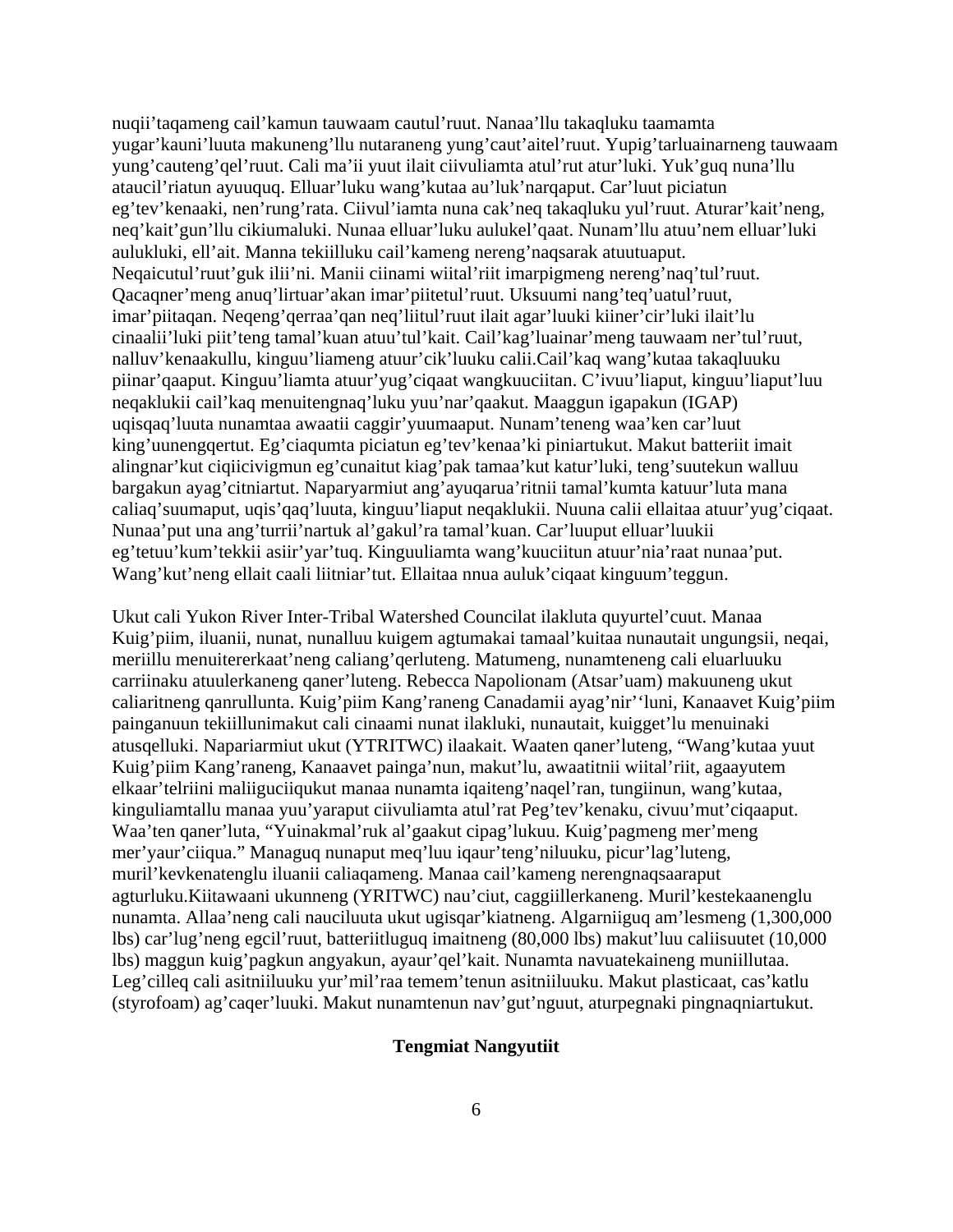nuqii'taqameng cail'kamun tauwaam cautul'ruut. Nanaa'llu takaqluku taamamta yugar'kauni'luuta makuneng'llu nutaraneng yung'caut'aitel'ruut. Yupig'tarluainarneng tauwaam yung'cauteng'qel'ruut. Cali ma'ii yuut ilait ciivuliamta atul'rut atur'luki. Yuk'guq nuna'llu ataucil'riatun ayuuquq. Elluar'luku wang'kutaa au'luk'narqaput. Car'luut piciatun eg'tev'kenaaki, nen'rung'rata. Ciivul'iamta nuna cak'neq takaqluku yul'ruut. Aturar'kait'neng, neq'kait'gun'llu cikiumaluki. Nunaa elluar'luku aulukel'qaat. Nunam'llu atuu'nem elluar'luki aulukluki, ell'ait. Manna tekiilluku cail'kameng nereng'naqsarak atuutuaput. Neqaicutul'ruut'guk ilii'ni. Manii ciinami wiital'riit imarpigmeng nereng'naq'tul'ruut. Qacaqner'meng anuq'lirtuar'akan imar'piitetul'ruut. Uksuumi nang'teq'uatul'ruut, imar'piitaqan. Neqeng'qerraa'qan neq'liitul'ruut ilait agar'luuki kiiner'cir'luki ilait'lu cinaalii'luki piit'teng tamal'kuan atuu'tul'kait. Cail'kag'luainar'meng tauwaam ner'tul'ruut, nalluv'kenaakullu, kinguu'liameng atuur'cik'luuku calii.Cail'kaq wang'kutaa takaqluuku piinar'qaaput. Kinguu'liamta atuur'yug'ciqaat wangkuuciitan. C'ivuu'liaput, kinguu'liaput'luu neqaklukii cail'kaq menuitengnaq'luku yuu'nar'qaakut. Maaggun igapakun (IGAP) uqisqaq'luuta nunamtaa awaatii caggir'yuumaaput. Nunam'teneng waa'ken car'luut king'uunengqertut. Eg'ciaqumta piciatun eg'tev'kenaa'ki piniartukut. Makut batteriit imait alingnar'kut ciqiicivigmun eg'cunaitut kiag'pak tamaa'kut katur'luki, teng'suutekun walluu bargakun ayag'citniartut. Naparyarmiut ang'ayuqarua'ritnii tamal'kumta katuur'luta mana caliaq'suumaput, uqis'qaq'luuta, kinguu'liaput neqaklukii. Nuuna calii ellaitaa atuur'yug'ciqaat. Nunaa'put una ang'turrii'nartuk al'gakul'ra tamal'kuan. Car'luuput elluar'luukii eg'tetuu'kum'tekkii asiir'yar'tuq. Kinguuliamta wang'kuuciitun atuur'nia'raat nunaa'put. Wang'kut'neng ellait caali liitniar'tut. Ellaitaa nnua auluk'ciqaat kinguum'teggun.

Ukut cali Yukon River Inter-Tribal Watershed Councilat ilakluta quyurtel'cuut. Manaa Kuig'piim, iluanii, nunat, nunalluu kuigem agtumakai tamaal'kuitaa nunautait ungungsii, neqai, meriillu menuitererkaat'neng caliang'qerluteng. Matumeng, nunamteneng cali eluarluuku carriinaku atuulerkaneng qaner'luteng. Rebecca Napolionam (Atsar'uam) makuuneng ukut caliaritneng qanrullunta. Kuig'piim Kang'raneng Canadamii ayag'nir''luni, Kanaavet Kuig'piim painganuun tekiillunimakut cali cinaami nunat ilakluki, nunautait, kuigget'lu menuinaki atusqelluki. Napariarmiut ukut (YTRITWC) ilaakait. Waaten qaner'luteng, "Wang'kutaa yuut Kuig'piim Kang'raneng, Kanaavet painga'nun, makut'lu, awaatitnii wiital'riit, agaayutem elkaar'telriini maliiguciiqukut manaa nunamta iqaiteng'naqel'ran, tungiinun, wang'kutaa, kinguliamtallu manaa yuu'yaraput ciivuliamta atul'rat Peg'tev'kenaku, civuu'mut'ciqaaput. Waa'ten qaner'luta, "Yuinakmal'ruk al'gaakut cipag'lukuu. Kuig'pagmeng mer'meng mer'yaur'ciiqua." Managuq nunaput meq'luu iqaur'teng'niluuku, picur'lag'luteng, muril'kevkenatenglu iluanii caliaqameng. Manaa cail'kameng nerengnaqsaaraput agturluku.Kiitawaani ukunneng (YRITWC) nau'ciut, caggiillerkaneng. Muril'kestekaanenglu nunamta. Allaa'neng cali nauciluuta ukut ugisqar'kiatneng. Algarniiguq am'lesmeng (1,300,000 lbs) car'lug'neng egcil'ruut, batteriitluguq imaitneng (80,000 lbs) makut'luu caliisuutet (10,000 lbs) maggun kuig'pagkun angyakun, ayaur'qel'kait. Nunamta navuatekaineng muniillutaa. Leg'cilleq cali asitniiluuku yur'mil'raa temem'tenun asitniiluuku. Makut plasticaat, cas'katlu (styrofoam) ag'caqer'luuki. Makut nunamtenun nav'gut'nguut, aturpegnaki pingnaqniartukut.

**Tengmiat Nangyutiit**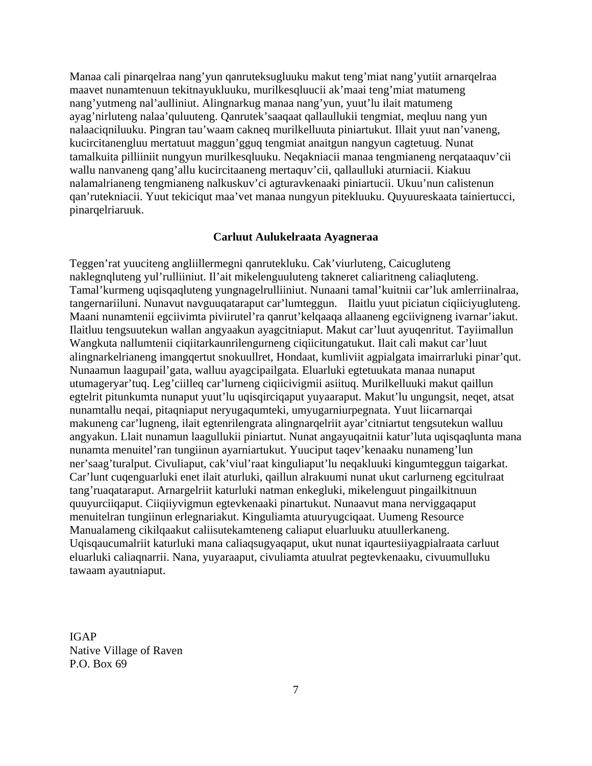Manaa cali pinarqelraa nang'yun qanruteksugluuku makut teng'miat nang'yutiit arnarqelraa maavet nunamtenuun tekitnayukluuku, murilkesqluucii ak'maai teng'miat matumeng nang'yutmeng nal'aulliniut. Alingnarkug manaa nang'yun, yuut'lu ilait matumeng ayag'nirluteng nalaa'quluuteng. Qanrutek'saaqaat qallaullukii tengmiat, meqluu nang yun nalaaciqniluuku. Pingran tau'waam cakneq murilkelluuta piniartukut. Illait yuut nan'vaneng, kucircitanengluu mertatuut maggun'gguq tengmiat anaitgun nangyun cagtetuug. Nunat tamalkuita pilliiniit nungyun murilkesqluuku. Neqakniacii manaa tengmianeng nerqataaquv'cii wallu nanvaneng qang'allu kucircitaaneng mertaquv'cii, qallaulluki aturniacii. Kiakuu nalamalrianeng tengmianeng nalkuskuv'ci agturavkenaaki piniartucii. Ukuu'nun calistenun qan'rutekniacii. Yuut tekiciqut maa'vet manaa nungyun pitekluuku. Quyuureskaata tainiertucci, pinarqelriaruuk.

**Carluut Aulukelraata Ayagneraa**

Teggen'rat yuuciteng angliillermegni qanrutekluku. Cak'viurluteng, Caicugluteng naklegnqluteng yul'rulliiniut. Il'ait mikelenguuluteng takneret caliaritneng caliaqluteng. Tamal'kurmeng uqisqaqluteng yungnagelrulliiniut. Nunaani tamal'kuitnii car'luk amlerriinalraa, tangernariiluni. Nunavut navguuqataraput car'lumteggun. Ilaitlu yuut piciatun ciqiiciyugluteng. Maani nunamtenii egciivimta piviirutel'ra qanrut'kelqaaqa allaaneng egciivigneng ivarnar'iakut. Ilaitluu tengsuutekun wallan angyaakun ayagcitniaput. Makut car'luut ayuqenritut. Tayiimallun Wangkuta nallumtenii ciqiitarkaunrilengurneng ciqiicitungatukut. Ilait cali makut car'luut alingnarkelrianeng imangqertut snokuullret, Hondaat, kumliviit agpialgata imairrarluki pinar'qut. Nunaamun laagupail'gata, walluu ayagcipailgata. Eluarluki egtetuukata manaa nunaput utumageryar'tuq. Leg'ciilleq car'lurneng ciqiicivigmii asiituq. Murilkelluuki makut qaillun egtelrit pitunkumta nunaput yuut'lu uqisqirciqaput yuyaaraput. Makut'lu ungungsit, neqet, atsat nunamtallu neqai, pitaqniaput neryugaqumteki, umyugarniurpegnata. Yuut liicarnarqai makuneng car'lugneng, ilait egtenrilengrata alingnarqelriit ayar'citniartut tengsutekun walluu angyakun. Llait nunamun laagullukii piniartut. Nunat angayuqaitnii katur'luta uqisqaqlunta mana nunamta menuitel'ran tungiinun ayarniartukut. Yuuciput taqev'kenaaku nunameng'lun ner'saag'turalput. Civuliaput, cak'viul'raat kinguliaput'lu neqakluuki kingumteggun taigarkat. Car'lunt cuqenguarluki enet ilait aturluki, qaillun alrakuumi nunat ukut carlurneng egcitulraat tang'ruaqataraput. Arnargelriit katurluki natman enkegluki, mikelenguut pingailkitnuun quuyurciiqaput. Ciiqiiyvigmun egtevkenaaki pinartukut. Nunaavut mana nerviggaqaput menuitelran tungiinun erlegnariakut. Kinguliamta atuuryugciqaat. Uumeng Resource Manualameng cikilqaakut caliisutekamteneng caliaput eluarluuku atuullerkaneng. Uqisqaucumalriit katurluki mana caliaqsugyaqaput, ukut nunat iqaurtesiiyagpialraata carluut eluarluki caliaqnarrii. Nana, yuyaraaput, civuliamta atuulrat pegtevkenaaku, civuumulluku tawaam ayautniaput.

IGAP
Native Village of Raven
P.O. Box 69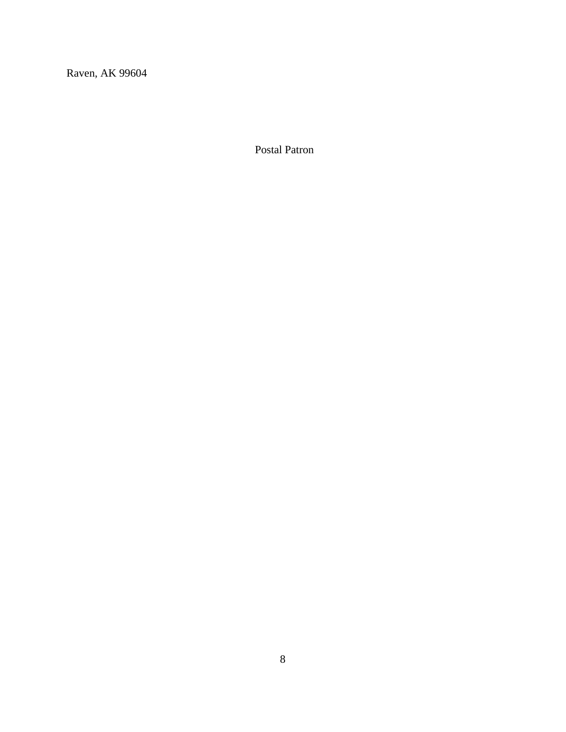Raven, AK 99604

Postal Patron